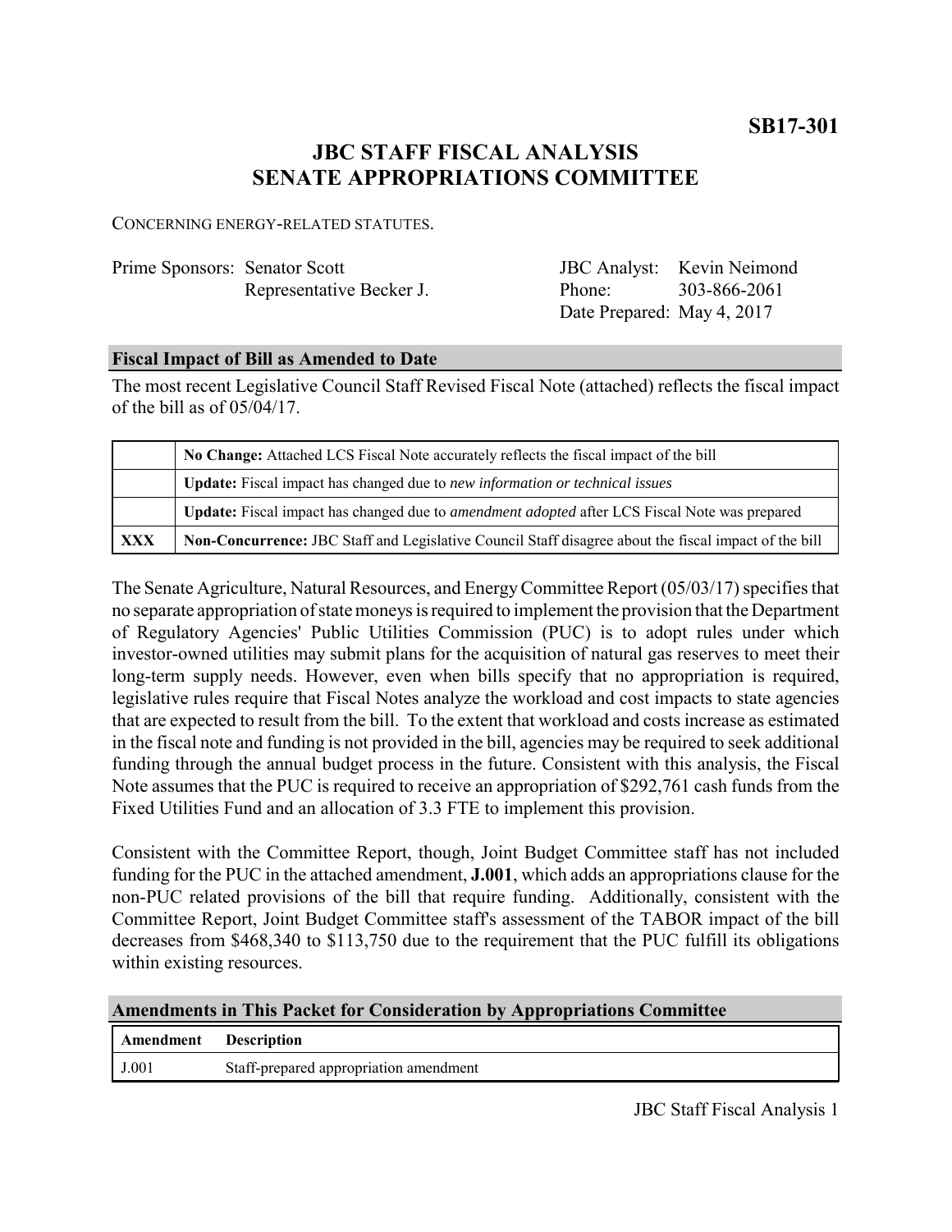**SB17-301**

# JBC STAFF FISCAL ANALYSIS
# SENATE APPROPRIATIONS COMMITTEE

CONCERNING ENERGY-RELATED STATUTES.

| | | | |
|---|---|---|---|
| Prime Sponsors: | Senator Scott | JBC Analyst: | Kevin Neimond |
| | Representative Becker J. | Phone: | 303-866-2061 |
| | | Date Prepared: | May 4, 2017 |

## Fiscal Impact of Bill as Amended to Date

The most recent Legislative Council Staff Revised Fiscal Note (attached) reflects the fiscal impact of the bill as of 05/04/17.

| | |
|---|---|
| | **No Change:** Attached LCS Fiscal Note accurately reflects the fiscal impact of the bill |
| | **Update:** Fiscal impact has changed due to *new information or technical issues* |
| | **Update:** Fiscal impact has changed due to *amendment adopted* after LCS Fiscal Note was prepared |
| **XXX** | **Non-Concurrence:** JBC Staff and Legislative Council Staff disagree about the fiscal impact of the bill |

The Senate Agriculture, Natural Resources, and Energy Committee Report (05/03/17) specifies that no separate appropriation of state moneys is required to implement the provision that the Department of Regulatory Agencies' Public Utilities Commission (PUC) is to adopt rules under which investor-owned utilities may submit plans for the acquisition of natural gas reserves to meet their long-term supply needs. However, even when bills specify that no appropriation is required, legislative rules require that Fiscal Notes analyze the workload and cost impacts to state agencies that are expected to result from the bill. To the extent that workload and costs increase as estimated in the fiscal note and funding is not provided in the bill, agencies may be required to seek additional funding through the annual budget process in the future. Consistent with this analysis, the Fiscal Note assumes that the PUC is required to receive an appropriation of $292,761 cash funds from the Fixed Utilities Fund and an allocation of 3.3 FTE to implement this provision.

Consistent with the Committee Report, though, Joint Budget Committee staff has not included funding for the PUC in the attached amendment, **J.001**, which adds an appropriations clause for the non-PUC related provisions of the bill that require funding. Additionally, consistent with the Committee Report, Joint Budget Committee staff's assessment of the TABOR impact of the bill decreases from $468,340 to $113,750 due to the requirement that the PUC fulfill its obligations within existing resources.

## Amendments in This Packet for Consideration by Appropriations Committee

| Amendment | Description |
|---|---|
| J.001 | Staff-prepared appropriation amendment |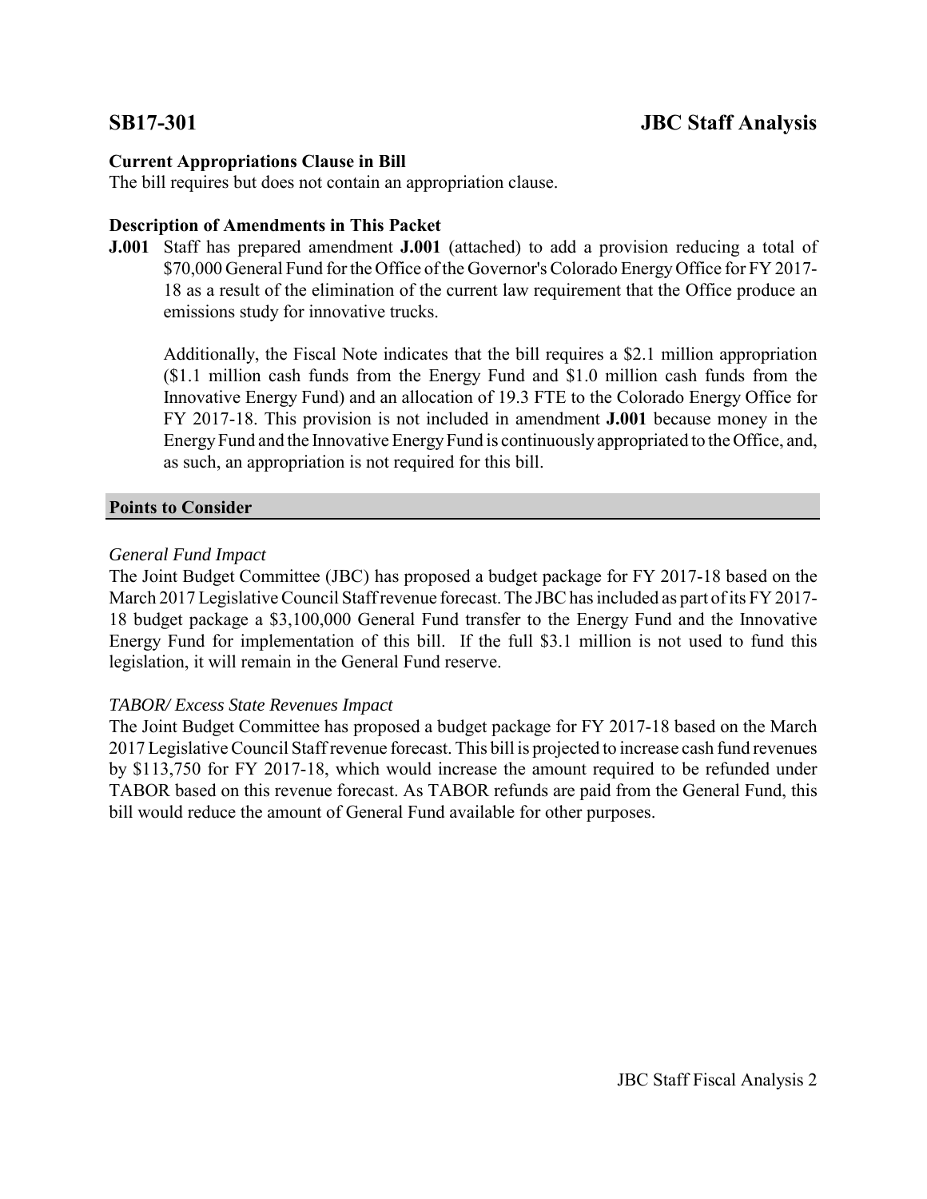## SB17-301 JBC Staff Analysis

**Current Appropriations Clause in Bill**

The bill requires but does not contain an appropriation clause.

**Description of Amendments in This Packet**

**J.001** Staff has prepared amendment **J.001** (attached) to add a provision reducing a total of $70,000 General Fund for the Office of the Governor's Colorado Energy Office for FY 2017-18 as a result of the elimination of the current law requirement that the Office produce an emissions study for innovative trucks.

Additionally, the Fiscal Note indicates that the bill requires a $2.1 million appropriation ($1.1 million cash funds from the Energy Fund and $1.0 million cash funds from the Innovative Energy Fund) and an allocation of 19.3 FTE to the Colorado Energy Office for FY 2017-18. This provision is not included in amendment **J.001** because money in the Energy Fund and the Innovative Energy Fund is continuously appropriated to the Office, and, as such, an appropriation is not required for this bill.

### Points to Consider

*General Fund Impact*

The Joint Budget Committee (JBC) has proposed a budget package for FY 2017-18 based on the March 2017 Legislative Council Staff revenue forecast. The JBC has included as part of its FY 2017-18 budget package a $3,100,000 General Fund transfer to the Energy Fund and the Innovative Energy Fund for implementation of this bill. If the full $3.1 million is not used to fund this legislation, it will remain in the General Fund reserve.

*TABOR/ Excess State Revenues Impact*

The Joint Budget Committee has proposed a budget package for FY 2017-18 based on the March 2017 Legislative Council Staff revenue forecast. This bill is projected to increase cash fund revenues by $113,750 for FY 2017-18, which would increase the amount required to be refunded under TABOR based on this revenue forecast. As TABOR refunds are paid from the General Fund, this bill would reduce the amount of General Fund available for other purposes.